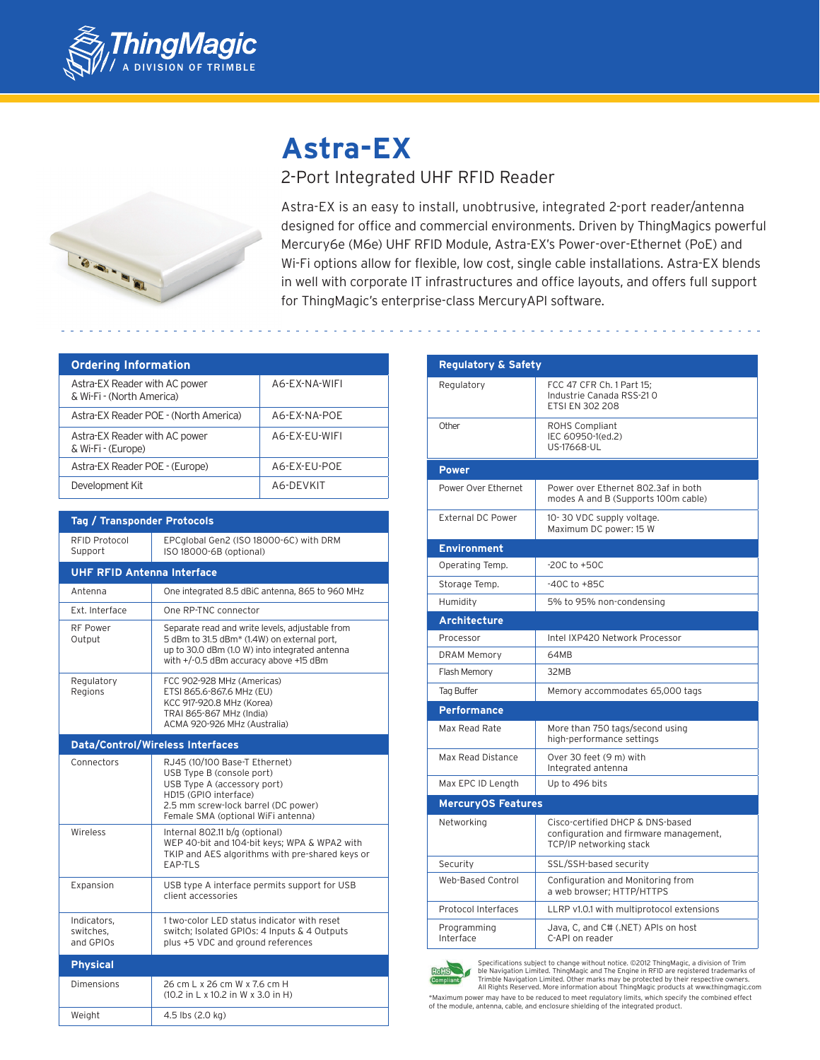# Astra-EX

## 2-Port Integrated UHF RFID Reader

Astra-EX is an easy to install, unobtrusive, integrated 2-port reader/antenna designed for office and commercial environments. Driven by ThingMagics powerful Mercury6e (M6e) UHF RFID Module, Astra-EX's Power-over-Ethernet (PoE) and Wi-Fi options allow for flexible, low cost, single cable installations. Astra-EX blends in well with corporate IT infrastructures and office layouts, and offers full support for ThingMagic's enterprise-class MercuryAPI software.

| Ordering Information | |
|---|---|
| Astra-EX Reader with AC power & Wi-Fi - (North America) | A6-EX-NA-WIFI |
| Astra-EX Reader POE - (North America) | A6-EX-NA-POE |
| Astra-EX Reader with AC power & Wi-Fi - (Europe) | A6-EX-EU-WIFI |
| Astra-EX Reader POE - (Europe) | A6-EX-EU-POE |
| Development Kit | A6-DEVKIT |

| Tag / Transponder Protocols | |
|---|---|
| RFID Protocol Support | EPCglobal Gen2 (ISO 18000-6C) with DRM<br>ISO 18000-6B (optional) |
| **UHF RFID Antenna Interface** | |
| Antenna | One integrated 8.5 dBiC antenna, 865 to 960 MHz |
| Ext. Interface | One RP-TNC connector |
| RF Power Output | Separate read and write levels, adjustable from 5 dBm to 31.5 dBm* (1.4W) on external port, up to 30.0 dBm (1.0 W) into integrated antenna with +/-0.5 dBm accuracy above +15 dBm |
| Regulatory Regions | FCC 902-928 MHz (Americas)<br>ETSI 865.6-867.6 MHz (EU)<br>KCC 917-920.8 MHz (Korea)<br>TRAI 865-867 MHz (India)<br>ACMA 920-926 MHz (Australia) |
| **Data/Control/Wireless Interfaces** | |
| Connectors | RJ45 (10/100 Base-T Ethernet)<br>USB Type B (console port)<br>USB Type A (accessory port)<br>HD15 (GPIO interface)<br>2.5 mm screw-lock barrel (DC power)<br>Female SMA (optional WiFi antenna) |
| Wireless | Internal 802.11 b/g (optional)<br>WEP 40-bit and 104-bit keys; WPA & WPA2 with TKIP and AES algorithms with pre-shared keys or EAP-TLS |
| Expansion | USB type A interface permits support for USB client accessories |
| Indicators, switches, and GPIOs | 1 two-color LED status indicator with reset switch; Isolated GPIOs: 4 Inputs & 4 Outputs plus +5 VDC and ground references |
| **Physical** | |
| Dimensions | 26 cm L x 26 cm W x 7.6 cm H<br>(10.2 in L x 10.2 in W x 3.0 in H) |
| Weight | 4.5 lbs (2.0 kg) |

| Regulatory & Safety | |
|---|---|
| Regulatory | FCC 47 CFR Ch. 1 Part 15;<br>Industrie Canada RSS-21 0<br>ETSI EN 302 208 |
| Other | ROHS Compliant<br>IEC 60950-1(ed.2)<br>US-17668-UL |
| **Power** | |
| Power Over Ethernet | Power over Ethernet 802.3af in both modes A and B (Supports 100m cable) |
| External DC Power | 10- 30 VDC supply voltage.<br>Maximum DC power: 15 W |
| **Environment** | |
| Operating Temp. | -20C to +50C |
| Storage Temp. | -40C to +85C |
| Humidity | 5% to 95% non-condensing |
| **Architecture** | |
| Processor | Intel IXP420 Network Processor |
| DRAM Memory | 64MB |
| Flash Memory | 32MB |
| Tag Buffer | Memory accommodates 65,000 tags |
| **Performance** | |
| Max Read Rate | More than 750 tags/second using high-performance settings |
| Max Read Distance | Over 30 feet (9 m) with Integrated antenna |
| Max EPC ID Length | Up to 496 bits |
| **MercuryOS Features** | |
| Networking | Cisco-certified DHCP & DNS-based configuration and firmware management, TCP/IP networking stack |
| Security | SSL/SSH-based security |
| Web-Based Control | Configuration and Monitoring from a web browser; HTTP/HTTPS |
| Protocol Interfaces | LLRP v1.0.1 with multiprotocol extensions |
| Programming Interface | Java, C, and C# (.NET) APIs on host<br>C-API on reader |

Specifications subject to change without notice. ©2012 ThingMagic, a division of Trimble Navigation Limited. ThingMagic and The Engine in RFID are registered trademarks of Trimble Navigation Limited. Other marks may be protected by their respective owners. All Rights Reserved. More information about ThingMagic products at www.thingmagic.com

*Maximum power may have to be reduced to meet regulatory limits, which specify the combined effect of the module, antenna, cable, and enclosure shielding of the integrated product.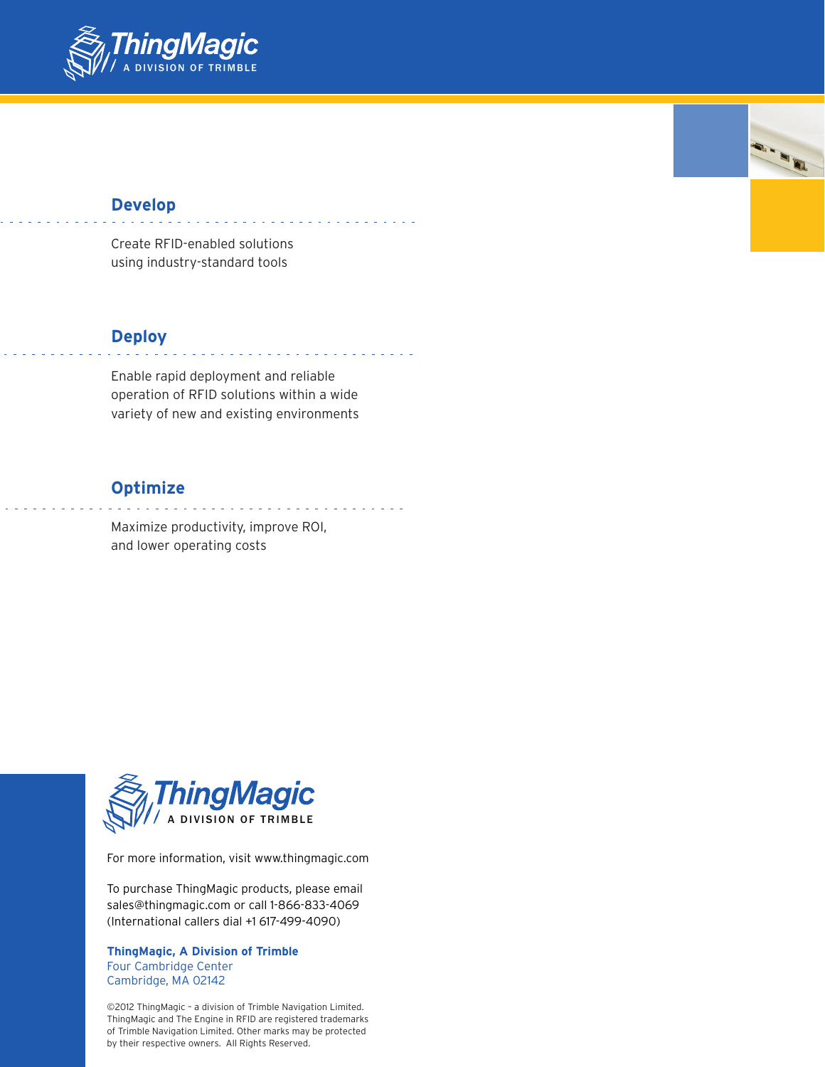ThingMagic
A DIVISION OF TRIMBLE

## Develop

Create RFID-enabled solutions using industry-standard tools

## Deploy

Enable rapid deployment and reliable operation of RFID solutions within a wide variety of new and existing environments

## Optimize

Maximize productivity, improve ROI, and lower operating costs

ThingMagic
A DIVISION OF TRIMBLE

For more information, visit www.thingmagic.com

To purchase ThingMagic products, please email sales@thingmagic.com or call 1-866-833-4069 (International callers dial +1 617-499-4090)

**ThingMagic, A Division of Trimble**
Four Cambridge Center
Cambridge, MA 02142

©2012 ThingMagic – a division of Trimble Navigation Limited. ThingMagic and The Engine in RFID are registered trademarks of Trimble Navigation Limited. Other marks may be protected by their respective owners. All Rights Reserved.